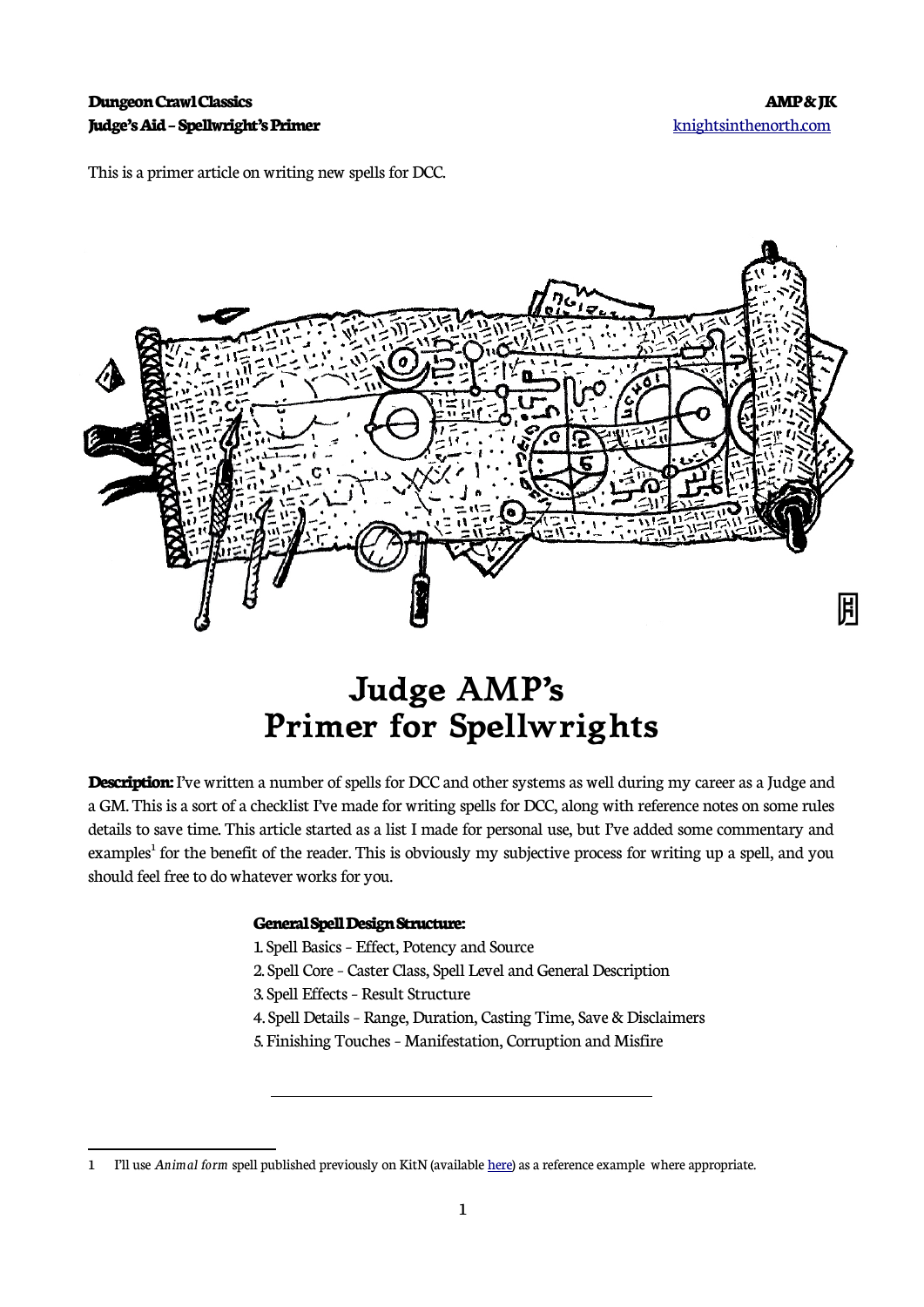This is a primer article on writing new spells for DCC.

# Judge AMP's Primer for Spellwrights

**Description:** I've written a number of spells for DCC and other systems as well during my career as a Judge and a GM. This is a sort of a checklist I've made for writing spells for DCC, along with reference notes on some rules details to save time. This article started as a list I made for personal use, but I've added some commentary and examples[1] for the benefit of the reader. This is obviously my subjective process for writing up a spell, and you should feel free to do whatever works for you.

**General Spell Design Structure:**

1. Spell Basics – Effect, Potency and Source
2. Spell Core – Caster Class, Spell Level and General Description
3. Spell Effects – Result Structure
4. Spell Details – Range, Duration, Casting Time, Save & Disclaimers
5. Finishing Touches – Manifestation, Corruption and Misfire

---

1 I'll use *Animal form* spell published previously on KitN (available here) as a reference example where appropriate.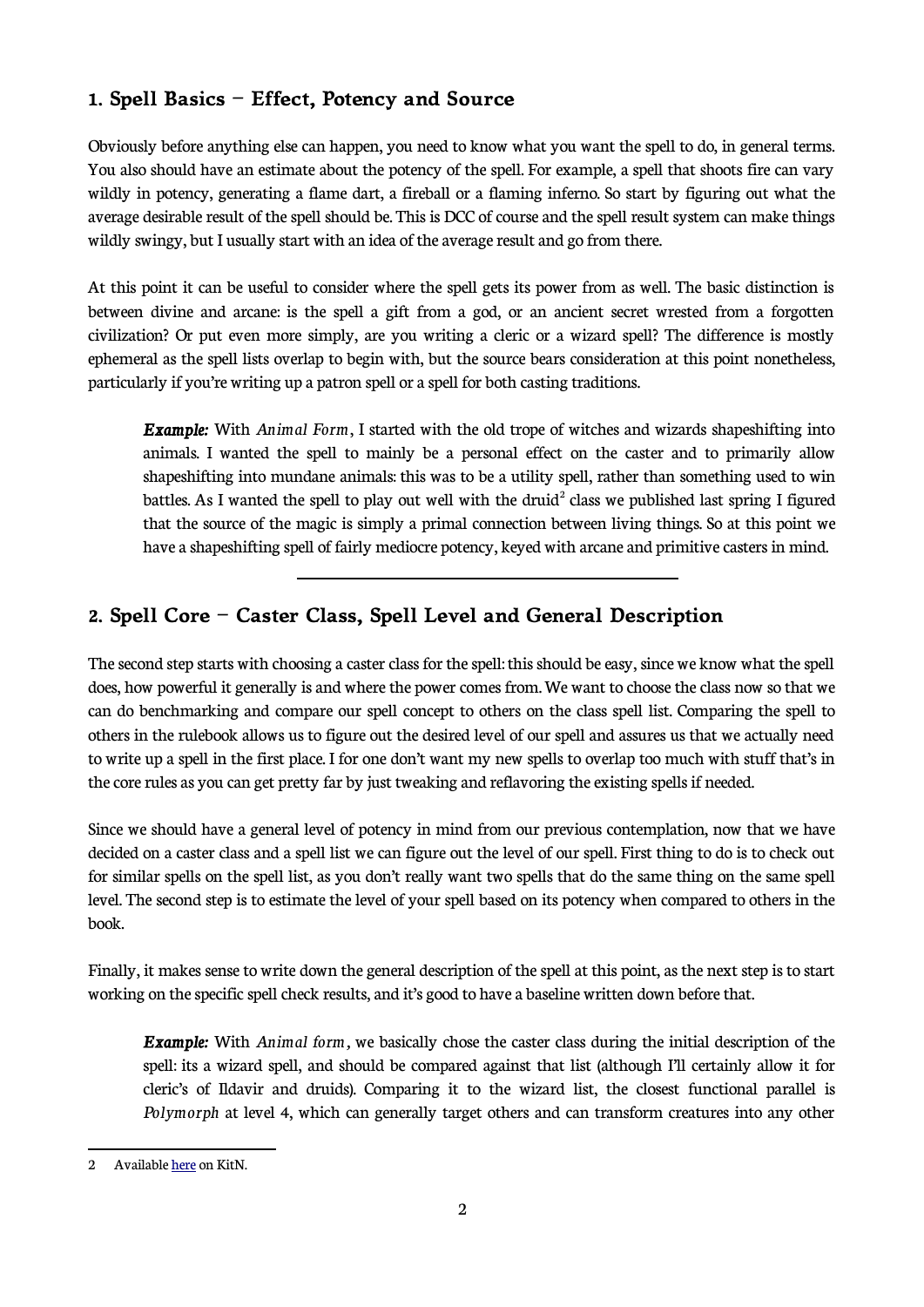## 1. Spell Basics – Effect, Potency and Source

Obviously before anything else can happen, you need to know what you want the spell to do, in general terms. You also should have an estimate about the potency of the spell. For example, a spell that shoots fire can vary wildly in potency, generating a flame dart, a fireball or a flaming inferno. So start by figuring out what the average desirable result of the spell should be. This is DCC of course and the spell result system can make things wildly swingy, but I usually start with an idea of the average result and go from there.

At this point it can be useful to consider where the spell gets its power from as well. The basic distinction is between divine and arcane: is the spell a gift from a god, or an ancient secret wrested from a forgotten civilization? Or put even more simply, are you writing a cleric or a wizard spell? The difference is mostly ephemeral as the spell lists overlap to begin with, but the source bears consideration at this point nonetheless, particularly if you're writing up a patron spell or a spell for both casting traditions.

> ***Example:*** With *Animal Form*, I started with the old trope of witches and wizards shapeshifting into animals. I wanted the spell to mainly be a personal effect on the caster and to primarily allow shapeshifting into mundane animals: this was to be a utility spell, rather than something used to win battles. As I wanted the spell to play out well with the druid[2] class we published last spring I figured that the source of the magic is simply a primal connection between living things. So at this point we have a shapeshifting spell of fairly mediocre potency, keyed with arcane and primitive casters in mind.

---

## 2. Spell Core – Caster Class, Spell Level and General Description

The second step starts with choosing a caster class for the spell: this should be easy, since we know what the spell does, how powerful it generally is and where the power comes from. We want to choose the class now so that we can do benchmarking and compare our spell concept to others on the class spell list. Comparing the spell to others in the rulebook allows us to figure out the desired level of our spell and assures us that we actually need to write up a spell in the first place. I for one don't want my new spells to overlap too much with stuff that's in the core rules as you can get pretty far by just tweaking and reflavoring the existing spells if needed.

Since we should have a general level of potency in mind from our previous contemplation, now that we have decided on a caster class and a spell list we can figure out the level of our spell. First thing to do is to check out for similar spells on the spell list, as you don't really want two spells that do the same thing on the same spell level. The second step is to estimate the level of your spell based on its potency when compared to others in the book.

Finally, it makes sense to write down the general description of the spell at this point, as the next step is to start working on the specific spell check results, and it's good to have a baseline written down before that.

> ***Example:*** With *Animal form*, we basically chose the caster class during the initial description of the spell: its a wizard spell, and should be compared against that list (although I'll certainly allow it for cleric's of Ildavir and druids). Comparing it to the wizard list, the closest functional parallel is *Polymorph* at level 4, which can generally target others and can transform creatures into any other

---

2 Available here on KitN.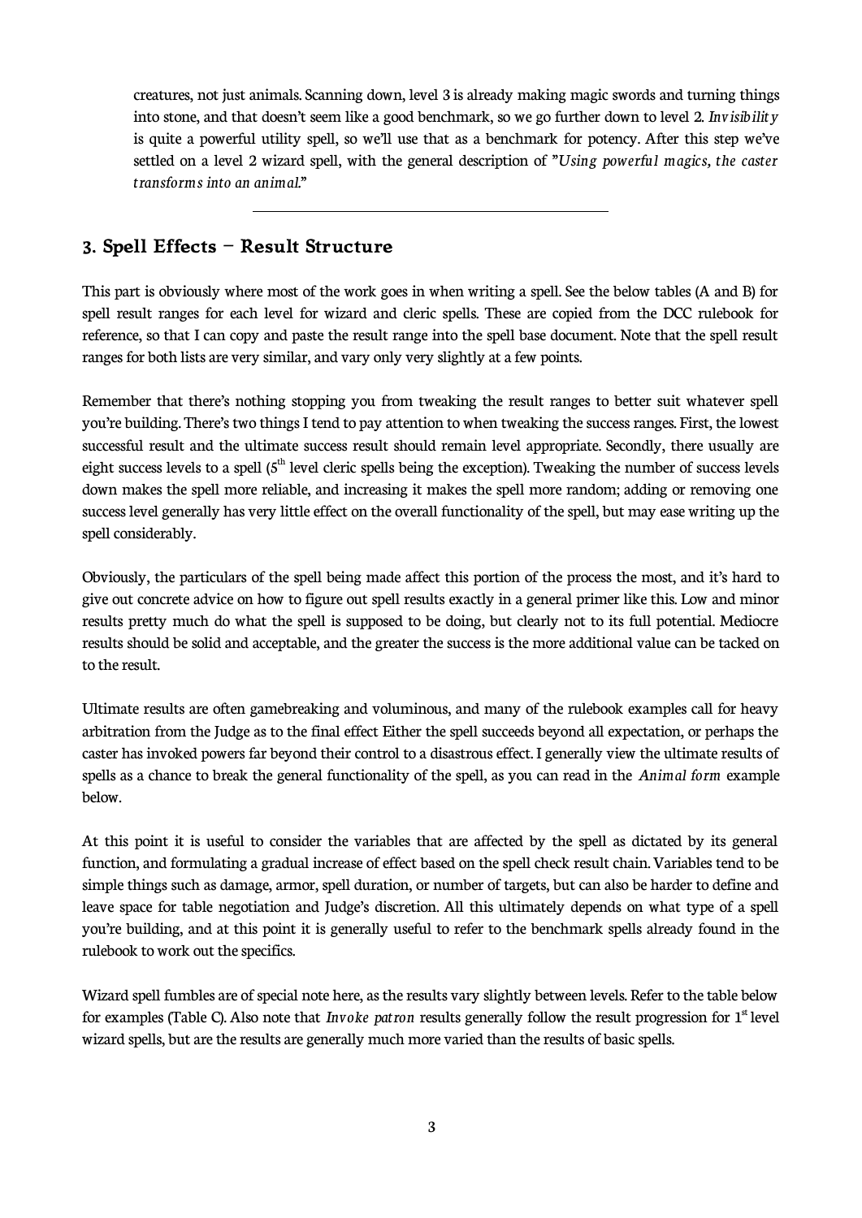creatures, not just animals. Scanning down, level 3 is already making magic swords and turning things into stone, and that doesn't seem like a good benchmark, so we go further down to level 2. *Invisibility* is quite a powerful utility spell, so we'll use that as a benchmark for potency. After this step we've settled on a level 2 wizard spell, with the general description of "*Using powerful magics, the caster transforms into an animal.*"

---

## 3. Spell Effects – Result Structure

This part is obviously where most of the work goes in when writing a spell. See the below tables (A and B) for spell result ranges for each level for wizard and cleric spells. These are copied from the DCC rulebook for reference, so that I can copy and paste the result range into the spell base document. Note that the spell result ranges for both lists are very similar, and vary only very slightly at a few points.

Remember that there's nothing stopping you from tweaking the result ranges to better suit whatever spell you're building. There's two things I tend to pay attention to when tweaking the success ranges. First, the lowest successful result and the ultimate success result should remain level appropriate. Secondly, there usually are eight success levels to a spell (5th level cleric spells being the exception). Tweaking the number of success levels down makes the spell more reliable, and increasing it makes the spell more random; adding or removing one success level generally has very little effect on the overall functionality of the spell, but may ease writing up the spell considerably.

Obviously, the particulars of the spell being made affect this portion of the process the most, and it's hard to give out concrete advice on how to figure out spell results exactly in a general primer like this. Low and minor results pretty much do what the spell is supposed to be doing, but clearly not to its full potential. Mediocre results should be solid and acceptable, and the greater the success is the more additional value can be tacked on to the result.

Ultimate results are often gamebreaking and voluminous, and many of the rulebook examples call for heavy arbitration from the Judge as to the final effect Either the spell succeeds beyond all expectation, or perhaps the caster has invoked powers far beyond their control to a disastrous effect. I generally view the ultimate results of spells as a chance to break the general functionality of the spell, as you can read in the *Animal form* example below.

At this point it is useful to consider the variables that are affected by the spell as dictated by its general function, and formulating a gradual increase of effect based on the spell check result chain. Variables tend to be simple things such as damage, armor, spell duration, or number of targets, but can also be harder to define and leave space for table negotiation and Judge's discretion. All this ultimately depends on what type of a spell you're building, and at this point it is generally useful to refer to the benchmark spells already found in the rulebook to work out the specifics.

Wizard spell fumbles are of special note here, as the results vary slightly between levels. Refer to the table below for examples (Table C). Also note that *Invoke patron* results generally follow the result progression for 1st level wizard spells, but are the results are generally much more varied than the results of basic spells.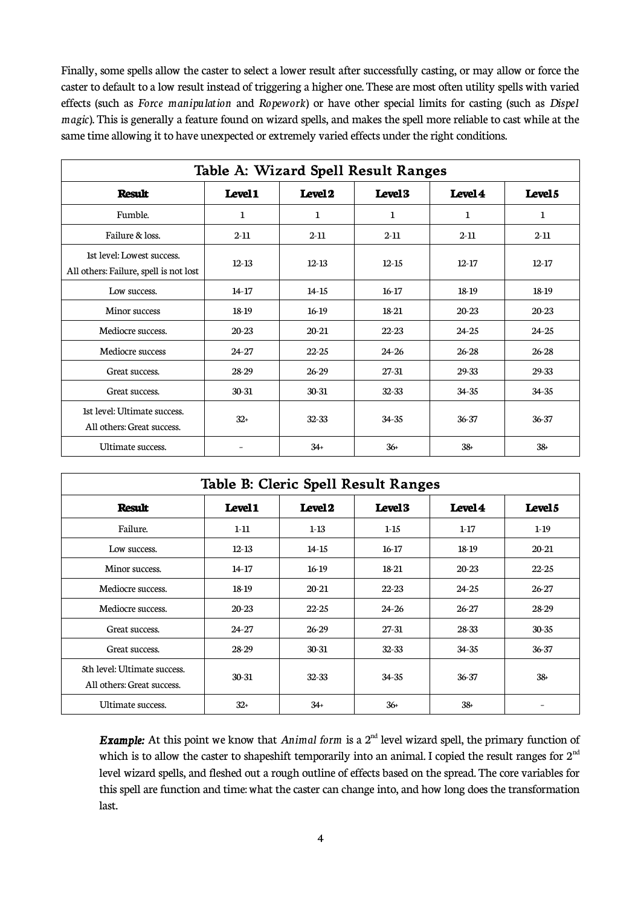Finally, some spells allow the caster to select a lower result after successfully casting, or may allow or force the caster to default to a low result instead of triggering a higher one. These are most often utility spells with varied effects (such as *Force manipulation* and *Ropework*) or have other special limits for casting (such as *Dispel magic*). This is generally a feature found on wizard spells, and makes the spell more reliable to cast while at the same time allowing it to have unexpected or extremely varied effects under the right conditions.

| Table A: Wizard Spell Result Ranges | | | | | |
|---|---|---|---|---|---|
| **Result** | **Level 1** | **Level 2** | **Level 3** | **Level 4** | **Level 5** |
| Fumble. | 1 | 1 | 1 | 1 | 1 |
| Failure & loss. | 2-11 | 2-11 | 2-11 | 2-11 | 2-11 |
| 1st level: Lowest success. All others: Failure, spell is not lost | 12-13 | 12-13 | 12-15 | 12-17 | 12-17 |
| Low success. | 14-17 | 14-15 | 16-17 | 18-19 | 18-19 |
| Minor success | 18-19 | 16-19 | 18-21 | 20-23 | 20-23 |
| Mediocre success. | 20-23 | 20-21 | 22-23 | 24-25 | 24-25 |
| Mediocre success | 24-27 | 22-25 | 24-26 | 26-28 | 26-28 |
| Great success. | 28-29 | 26-29 | 27-31 | 29-33 | 29-33 |
| Great success. | 30-31 | 30-31 | 32-33 | 34-35 | 34-35 |
| 1st level: Ultimate success. All others: Great success. | 32+ | 32-33 | 34-35 | 36-37 | 36-37 |
| Ultimate success. | - | 34+ | 36+ | 38+ | 38+ |

| Table B: Cleric Spell Result Ranges | | | | | |
|---|---|---|---|---|---|
| **Result** | **Level 1** | **Level 2** | **Level 3** | **Level 4** | **Level 5** |
| Failure. | 1-11 | 1-13 | 1-15 | 1-17 | 1-19 |
| Low success. | 12-13 | 14-15 | 16-17 | 18-19 | 20-21 |
| Minor success. | 14-17 | 16-19 | 18-21 | 20-23 | 22-25 |
| Mediocre success. | 18-19 | 20-21 | 22-23 | 24-25 | 26-27 |
| Mediocre success. | 20-23 | 22-25 | 24-26 | 26-27 | 28-29 |
| Great success. | 24-27 | 26-29 | 27-31 | 28-33 | 30-35 |
| Great success. | 28-29 | 30-31 | 32-33 | 34-35 | 36-37 |
| 5th level: Ultimate success. All others: Great success. | 30-31 | 32-33 | 34-35 | 36-37 | 38+ |
| Ultimate success. | 32+ | 34+ | 36+ | 38+ | - |

> ***Example:*** At this point we know that *Animal form* is a 2nd level wizard spell, the primary function of which is to allow the caster to shapeshift temporarily into an animal. I copied the result ranges for 2nd level wizard spells, and fleshed out a rough outline of effects based on the spread. The core variables for this spell are function and time: what the caster can change into, and how long does the transformation last.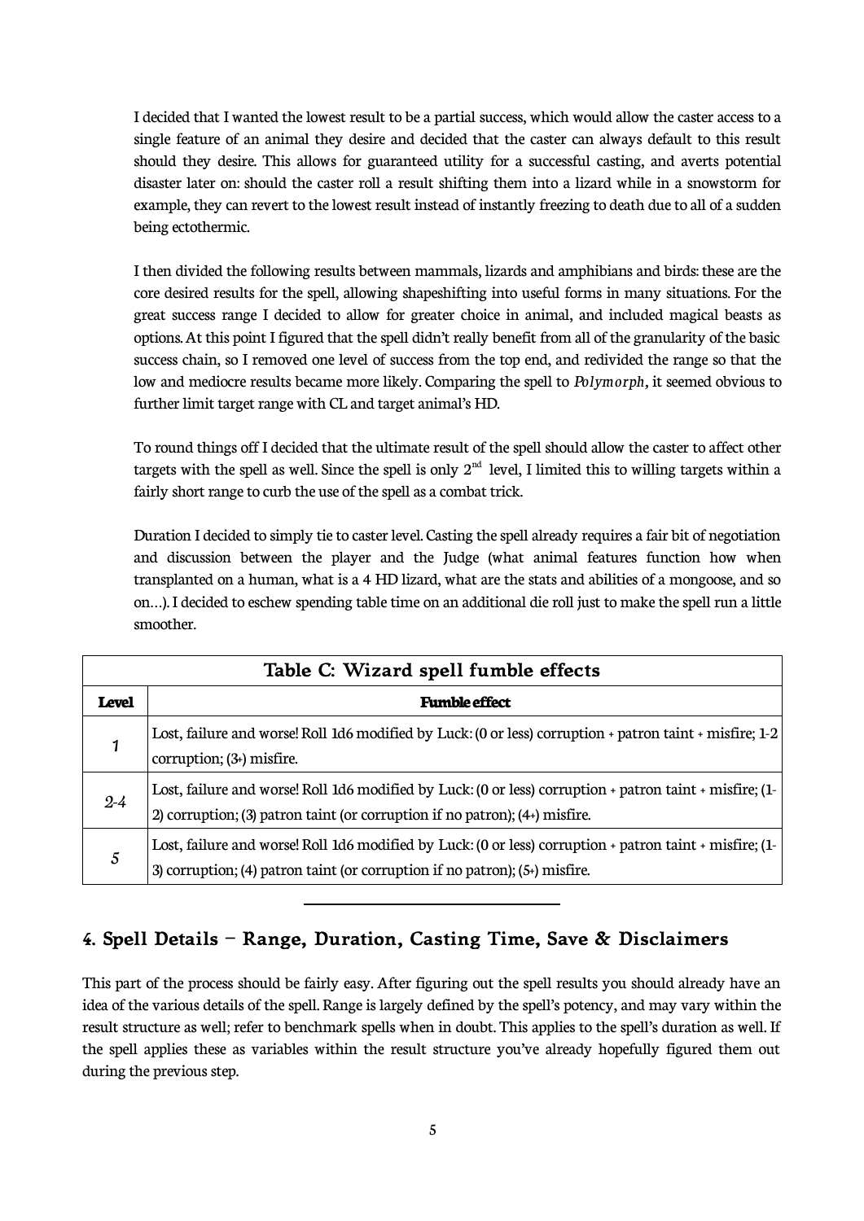I decided that I wanted the lowest result to be a partial success, which would allow the caster access to a single feature of an animal they desire and decided that the caster can always default to this result should they desire. This allows for guaranteed utility for a successful casting, and averts potential disaster later on: should the caster roll a result shifting them into a lizard while in a snowstorm for example, they can revert to the lowest result instead of instantly freezing to death due to all of a sudden being ectothermic.

I then divided the following results between mammals, lizards and amphibians and birds: these are the core desired results for the spell, allowing shapeshifting into useful forms in many situations. For the great success range I decided to allow for greater choice in animal, and included magical beasts as options. At this point I figured that the spell didn't really benefit from all of the granularity of the basic success chain, so I removed one level of success from the top end, and redivided the range so that the low and mediocre results became more likely. Comparing the spell to *Polymorph*, it seemed obvious to further limit target range with CL and target animal's HD.

To round things off I decided that the ultimate result of the spell should allow the caster to affect other targets with the spell as well. Since the spell is only 2nd level, I limited this to willing targets within a fairly short range to curb the use of the spell as a combat trick.

Duration I decided to simply tie to caster level. Casting the spell already requires a fair bit of negotiation and discussion between the player and the Judge (what animal features function how when transplanted on a human, what is a 4 HD lizard, what are the stats and abilities of a mongoose, and so on…). I decided to eschew spending table time on an additional die roll just to make the spell run a little smoother.

**Table C: Wizard spell fumble effects**

| Level | Fumble effect |
|---|---|
| 1 | Lost, failure and worse! Roll 1d6 modified by Luck: (0 or less) corruption + patron taint + misfire; 1-2 corruption; (3+) misfire. |
| 2-4 | Lost, failure and worse! Roll 1d6 modified by Luck: (0 or less) corruption + patron taint + misfire; (1-2) corruption; (3) patron taint (or corruption if no patron); (4+) misfire. |
| 5 | Lost, failure and worse! Roll 1d6 modified by Luck: (0 or less) corruption + patron taint + misfire; (1-3) corruption; (4) patron taint (or corruption if no patron); (5+) misfire. |

---

## 4. Spell Details – Range, Duration, Casting Time, Save & Disclaimers

This part of the process should be fairly easy. After figuring out the spell results you should already have an idea of the various details of the spell. Range is largely defined by the spell's potency, and may vary within the result structure as well; refer to benchmark spells when in doubt. This applies to the spell's duration as well. If the spell applies these as variables within the result structure you've already hopefully figured them out during the previous step.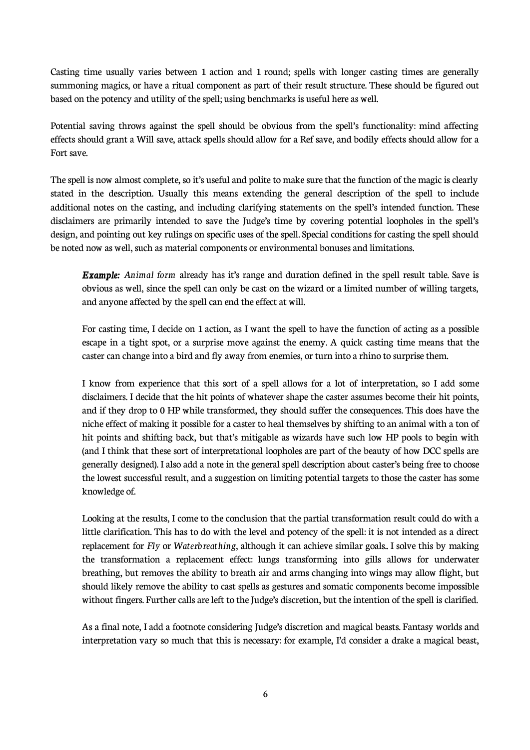Casting time usually varies between 1 action and 1 round; spells with longer casting times are generally summoning magics, or have a ritual component as part of their result structure. These should be figured out based on the potency and utility of the spell; using benchmarks is useful here as well.

Potential saving throws against the spell should be obvious from the spell's functionality: mind affecting effects should grant a Will save, attack spells should allow for a Ref save, and bodily effects should allow for a Fort save.

The spell is now almost complete, so it's useful and polite to make sure that the function of the magic is clearly stated in the description. Usually this means extending the general description of the spell to include additional notes on the casting, and including clarifying statements on the spell's intended function. These disclaimers are primarily intended to save the Judge's time by covering potential loopholes in the spell's design, and pointing out key rulings on specific uses of the spell. Special conditions for casting the spell should be noted now as well, such as material components or environmental bonuses and limitations.

> ***Example:*** *Animal form* already has it's range and duration defined in the spell result table. Save is obvious as well, since the spell can only be cast on the wizard or a limited number of willing targets, and anyone affected by the spell can end the effect at will.
>
> For casting time, I decide on 1 action, as I want the spell to have the function of acting as a possible escape in a tight spot, or a surprise move against the enemy. A quick casting time means that the caster can change into a bird and fly away from enemies, or turn into a rhino to surprise them.
>
> I know from experience that this sort of a spell allows for a lot of interpretation, so I add some disclaimers. I decide that the hit points of whatever shape the caster assumes become their hit points, and if they drop to 0 HP while transformed, they should suffer the consequences. This does have the niche effect of making it possible for a caster to heal themselves by shifting to an animal with a ton of hit points and shifting back, but that's mitigable as wizards have such low HP pools to begin with (and I think that these sort of interpretational loopholes are part of the beauty of how DCC spells are generally designed). I also add a note in the general spell description about caster's being free to choose the lowest successful result, and a suggestion on limiting potential targets to those the caster has some knowledge of.
>
> Looking at the results, I come to the conclusion that the partial transformation result could do with a little clarification. This has to do with the level and potency of the spell: it is not intended as a direct replacement for *Fly* or *Waterbreathing*, although it can achieve similar goals.. I solve this by making the transformation a replacement effect: lungs transforming into gills allows for underwater breathing, but removes the ability to breath air and arms changing into wings may allow flight, but should likely remove the ability to cast spells as gestures and somatic components become impossible without fingers. Further calls are left to the Judge's discretion, but the intention of the spell is clarified.
>
> As a final note, I add a footnote considering Judge's discretion and magical beasts. Fantasy worlds and interpretation vary so much that this is necessary: for example, I'd consider a drake a magical beast,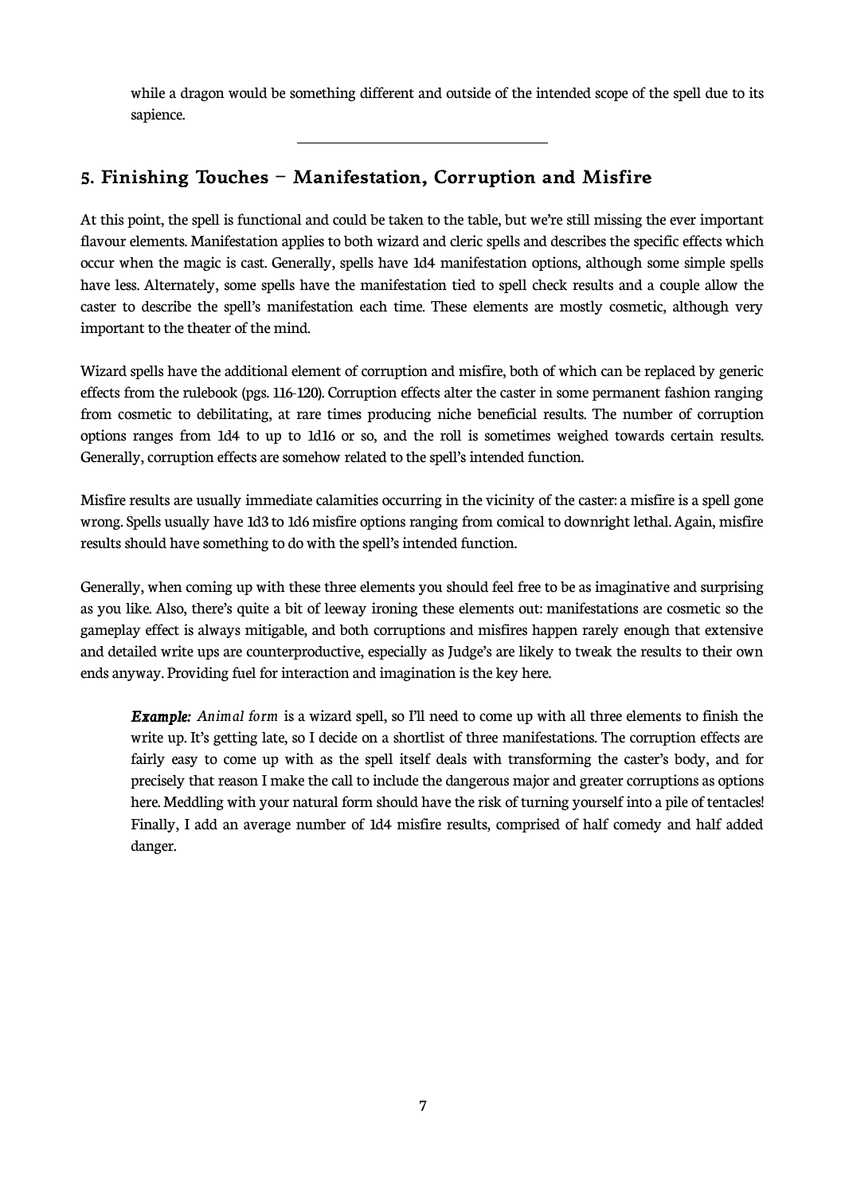while a dragon would be something different and outside of the intended scope of the spell due to its sapience.

---

## 5. Finishing Touches – Manifestation, Corruption and Misfire

At this point, the spell is functional and could be taken to the table, but we're still missing the ever important flavour elements. Manifestation applies to both wizard and cleric spells and describes the specific effects which occur when the magic is cast. Generally, spells have 1d4 manifestation options, although some simple spells have less. Alternately, some spells have the manifestation tied to spell check results and a couple allow the caster to describe the spell's manifestation each time. These elements are mostly cosmetic, although very important to the theater of the mind.

Wizard spells have the additional element of corruption and misfire, both of which can be replaced by generic effects from the rulebook (pgs. 116-120). Corruption effects alter the caster in some permanent fashion ranging from cosmetic to debilitating, at rare times producing niche beneficial results. The number of corruption options ranges from 1d4 to up to 1d16 or so, and the roll is sometimes weighed towards certain results. Generally, corruption effects are somehow related to the spell's intended function.

Misfire results are usually immediate calamities occurring in the vicinity of the caster: a misfire is a spell gone wrong. Spells usually have 1d3 to 1d6 misfire options ranging from comical to downright lethal. Again, misfire results should have something to do with the spell's intended function.

Generally, when coming up with these three elements you should feel free to be as imaginative and surprising as you like. Also, there's quite a bit of leeway ironing these elements out: manifestations are cosmetic so the gameplay effect is always mitigable, and both corruptions and misfires happen rarely enough that extensive and detailed write ups are counterproductive, especially as Judge's are likely to tweak the results to their own ends anyway. Providing fuel for interaction and imagination is the key here.

> ***Example:*** *Animal form* is a wizard spell, so I'll need to come up with all three elements to finish the write up. It's getting late, so I decide on a shortlist of three manifestations. The corruption effects are fairly easy to come up with as the spell itself deals with transforming the caster's body, and for precisely that reason I make the call to include the dangerous major and greater corruptions as options here. Meddling with your natural form should have the risk of turning yourself into a pile of tentacles! Finally, I add an average number of 1d4 misfire results, comprised of half comedy and half added danger.